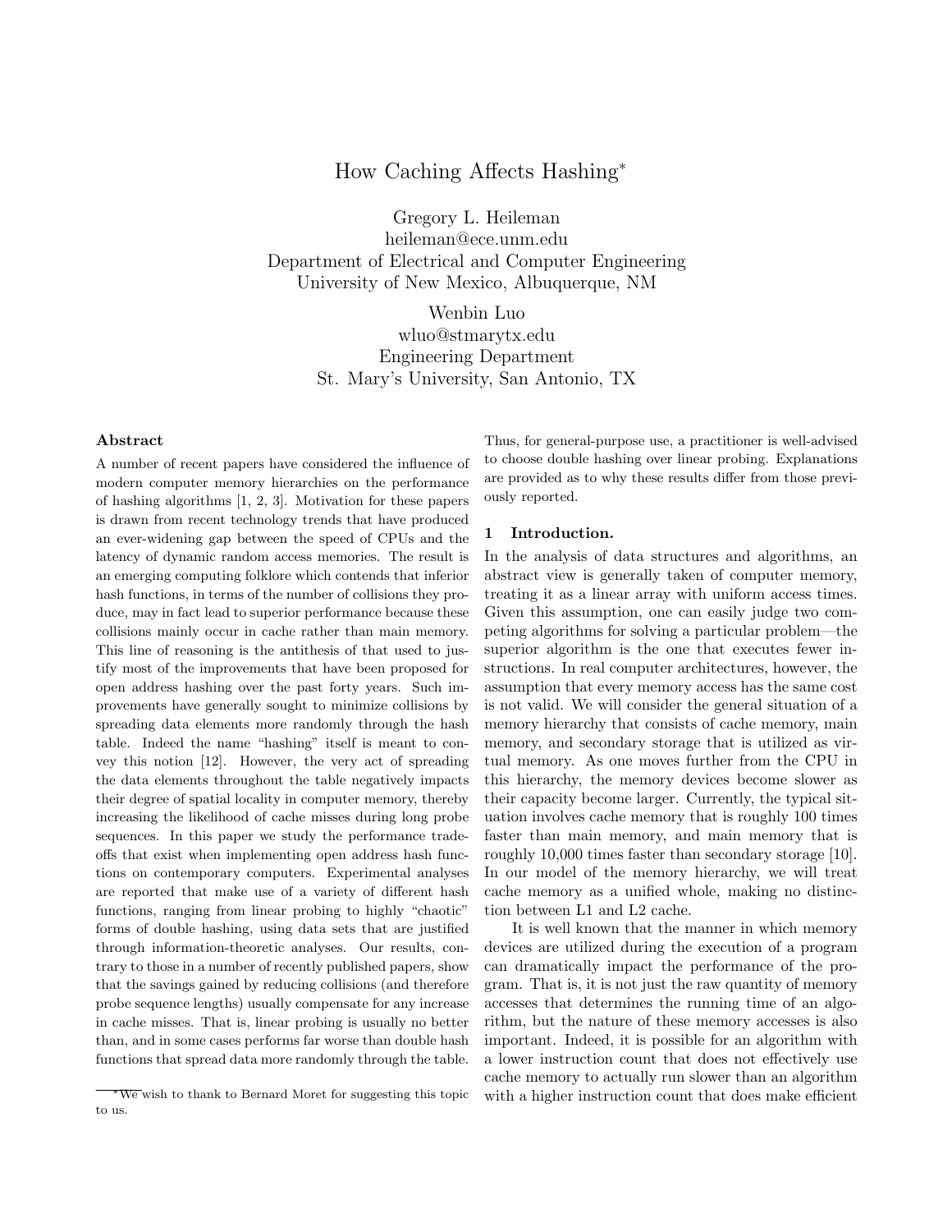# How Caching Affects Hashing*

Gregory L. Heileman
heileman@ece.unm.edu
Department of Electrical and Computer Engineering
University of New Mexico, Albuquerque, NM

Wenbin Luo
wluo@stmarytx.edu
Engineering Department
St. Mary's University, San Antonio, TX

### Abstract

A number of recent papers have considered the influence of modern computer memory hierarchies on the performance of hashing algorithms [1, 2, 3]. Motivation for these papers is drawn from recent technology trends that have produced an ever-widening gap between the speed of CPUs and the latency of dynamic random access memories. The result is an emerging computing folklore which contends that inferior hash functions, in terms of the number of collisions they produce, may in fact lead to superior performance because these collisions mainly occur in cache rather than main memory. This line of reasoning is the antithesis of that used to justify most of the improvements that have been proposed for open address hashing over the past forty years. Such improvements have generally sought to minimize collisions by spreading data elements more randomly through the hash table. Indeed the name "hashing" itself is meant to convey this notion [12]. However, the very act of spreading the data elements throughout the table negatively impacts their degree of spatial locality in computer memory, thereby increasing the likelihood of cache misses during long probe sequences. In this paper we study the performance trade-offs that exist when implementing open address hash functions on contemporary computers. Experimental analyses are reported that make use of a variety of different hash functions, ranging from linear probing to highly "chaotic" forms of double hashing, using data sets that are justified through information-theoretic analyses. Our results, contrary to those in a number of recently published papers, show that the savings gained by reducing collisions (and therefore probe sequence lengths) usually compensate for any increase in cache misses. That is, linear probing is usually no better than, and in some cases performs far worse than double hash functions that spread data more randomly through the table. Thus, for general-purpose use, a practitioner is well-advised to choose double hashing over linear probing. Explanations are provided as to why these results differ from those previously reported.

## 1 Introduction.

In the analysis of data structures and algorithms, an abstract view is generally taken of computer memory, treating it as a linear array with uniform access times. Given this assumption, one can easily judge two competing algorithms for solving a particular problem—the superior algorithm is the one that executes fewer instructions. In real computer architectures, however, the assumption that every memory access has the same cost is not valid. We will consider the general situation of a memory hierarchy that consists of cache memory, main memory, and secondary storage that is utilized as virtual memory. As one moves further from the CPU in this hierarchy, the memory devices become slower as their capacity become larger. Currently, the typical situation involves cache memory that is roughly 100 times faster than main memory, and main memory that is roughly 10,000 times faster than secondary storage [10]. In our model of the memory hierarchy, we will treat cache memory as a unified whole, making no distinction between L1 and L2 cache.

It is well known that the manner in which memory devices are utilized during the execution of a program can dramatically impact the performance of the program. That is, it is not just the raw quantity of memory accesses that determines the running time of an algorithm, but the nature of these memory accesses is also important. Indeed, it is possible for an algorithm with a lower instruction count that does not effectively use cache memory to actually run slower than an algorithm with a higher instruction count that does make efficient

*We wish to thank to Bernard Moret for suggesting this topic to us.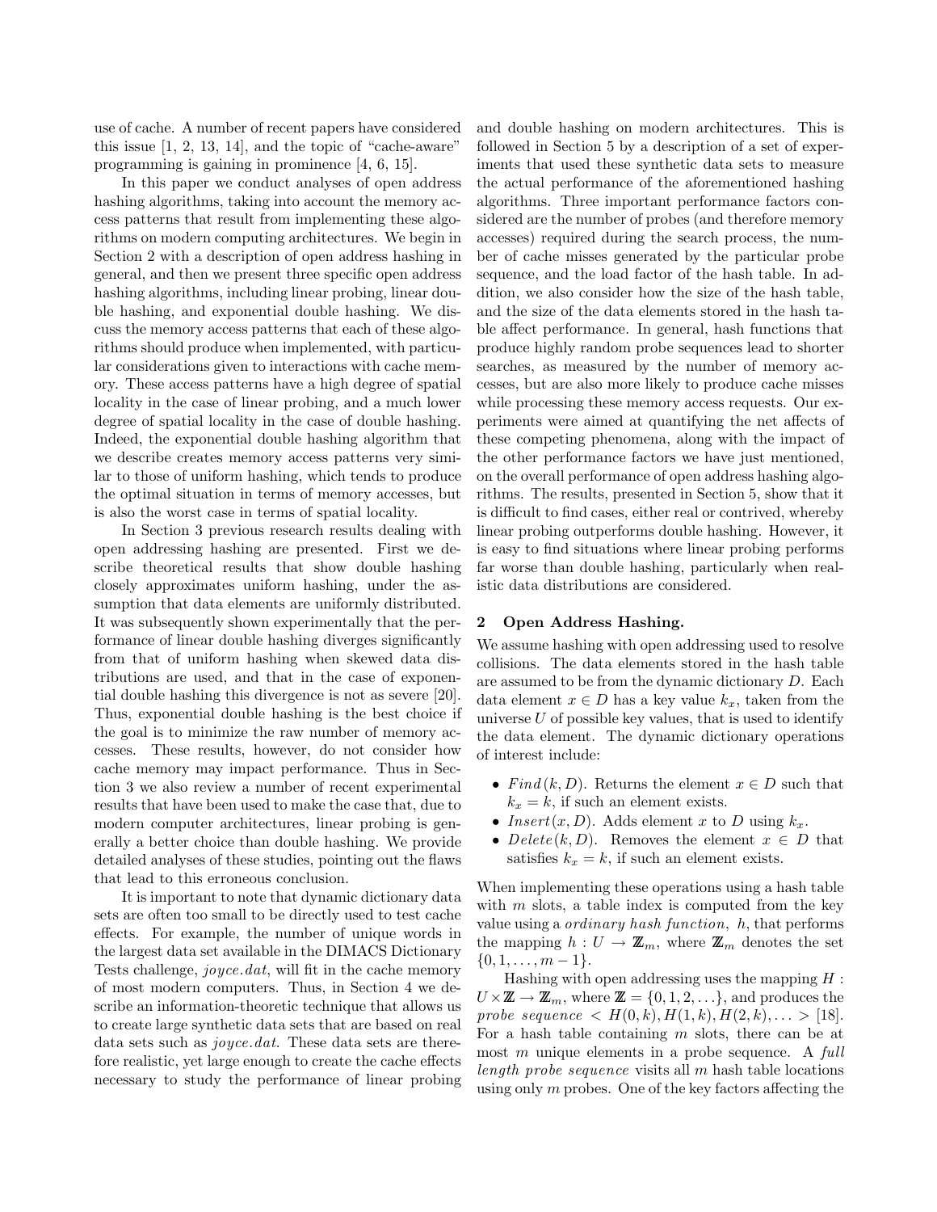use of cache. A number of recent papers have considered this issue [1, 2, 13, 14], and the topic of "cache-aware" programming is gaining in prominence [4, 6, 15].

In this paper we conduct analyses of open address hashing algorithms, taking into account the memory access patterns that result from implementing these algorithms on modern computing architectures. We begin in Section 2 with a description of open address hashing in general, and then we present three specific open address hashing algorithms, including linear probing, linear double hashing, and exponential double hashing. We discuss the memory access patterns that each of these algorithms should produce when implemented, with particular considerations given to interactions with cache memory. These access patterns have a high degree of spatial locality in the case of linear probing, and a much lower degree of spatial locality in the case of double hashing. Indeed, the exponential double hashing algorithm that we describe creates memory access patterns very similar to those of uniform hashing, which tends to produce the optimal situation in terms of memory accesses, but is also the worst case in terms of spatial locality.

In Section 3 previous research results dealing with open addressing hashing are presented. First we describe theoretical results that show double hashing closely approximates uniform hashing, under the assumption that data elements are uniformly distributed. It was subsequently shown experimentally that the performance of linear double hashing diverges significantly from that of uniform hashing when skewed data distributions are used, and that in the case of exponential double hashing this divergence is not as severe [20]. Thus, exponential double hashing is the best choice if the goal is to minimize the raw number of memory accesses. These results, however, do not consider how cache memory may impact performance. Thus in Section 3 we also review a number of recent experimental results that have been used to make the case that, due to modern computer architectures, linear probing is generally a better choice than double hashing. We provide detailed analyses of these studies, pointing out the flaws that lead to this erroneous conclusion.

It is important to note that dynamic dictionary data sets are often too small to be directly used to test cache effects. For example, the number of unique words in the largest data set available in the DIMACS Dictionary Tests challenge, *joyce.dat*, will fit in the cache memory of most modern computers. Thus, in Section 4 we describe an information-theoretic technique that allows us to create large synthetic data sets that are based on real data sets such as *joyce.dat*. These data sets are therefore realistic, yet large enough to create the cache effects necessary to study the performance of linear probing and double hashing on modern architectures. This is followed in Section 5 by a description of a set of experiments that used these synthetic data sets to measure the actual performance of the aforementioned hashing algorithms. Three important performance factors considered are the number of probes (and therefore memory accesses) required during the search process, the number of cache misses generated by the particular probe sequence, and the load factor of the hash table. In addition, we also consider how the size of the hash table, and the size of the data elements stored in the hash table affect performance. In general, hash functions that produce highly random probe sequences lead to shorter searches, as measured by the number of memory accesses, but are also more likely to produce cache misses while processing these memory access requests. Our experiments were aimed at quantifying the net affects of these competing phenomena, along with the impact of the other performance factors we have just mentioned, on the overall performance of open address hashing algorithms. The results, presented in Section 5, show that it is difficult to find cases, either real or contrived, whereby linear probing outperforms double hashing. However, it is easy to find situations where linear probing performs far worse than double hashing, particularly when realistic data distributions are considered.

## 2 Open Address Hashing.

We assume hashing with open addressing used to resolve collisions. The data elements stored in the hash table are assumed to be from the dynamic dictionary $D$. Each data element $x \in D$ has a key value $k_x$, taken from the universe $U$ of possible key values, that is used to identify the data element. The dynamic dictionary operations of interest include:

- $Find(k, D)$. Returns the element $x \in D$ such that $k_x = k$, if such an element exists.
- $Insert(x, D)$. Adds element $x$ to $D$ using $k_x$.
- $Delete(k, D)$. Removes the element $x \in D$ that satisfies $k_x = k$, if such an element exists.

When implementing these operations using a hash table with $m$ slots, a table index is computed from the key value using a *ordinary hash function*, $h$, that performs the mapping $h : U \rightarrow \mathbb{Z}_m$, where $\mathbb{Z}_m$ denotes the set $\{0, 1, \ldots, m-1\}$.

Hashing with open addressing uses the mapping $H : U \times \mathbb{Z} \rightarrow \mathbb{Z}_m$, where $\mathbb{Z} = \{0, 1, 2, \ldots\}$, and produces the *probe sequence* $< H(0, k), H(1, k), H(2, k), \ldots >$ [18]. For a hash table containing $m$ slots, there can be at most $m$ unique elements in a probe sequence. A *full length probe sequence* visits all $m$ hash table locations using only $m$ probes. One of the key factors affecting the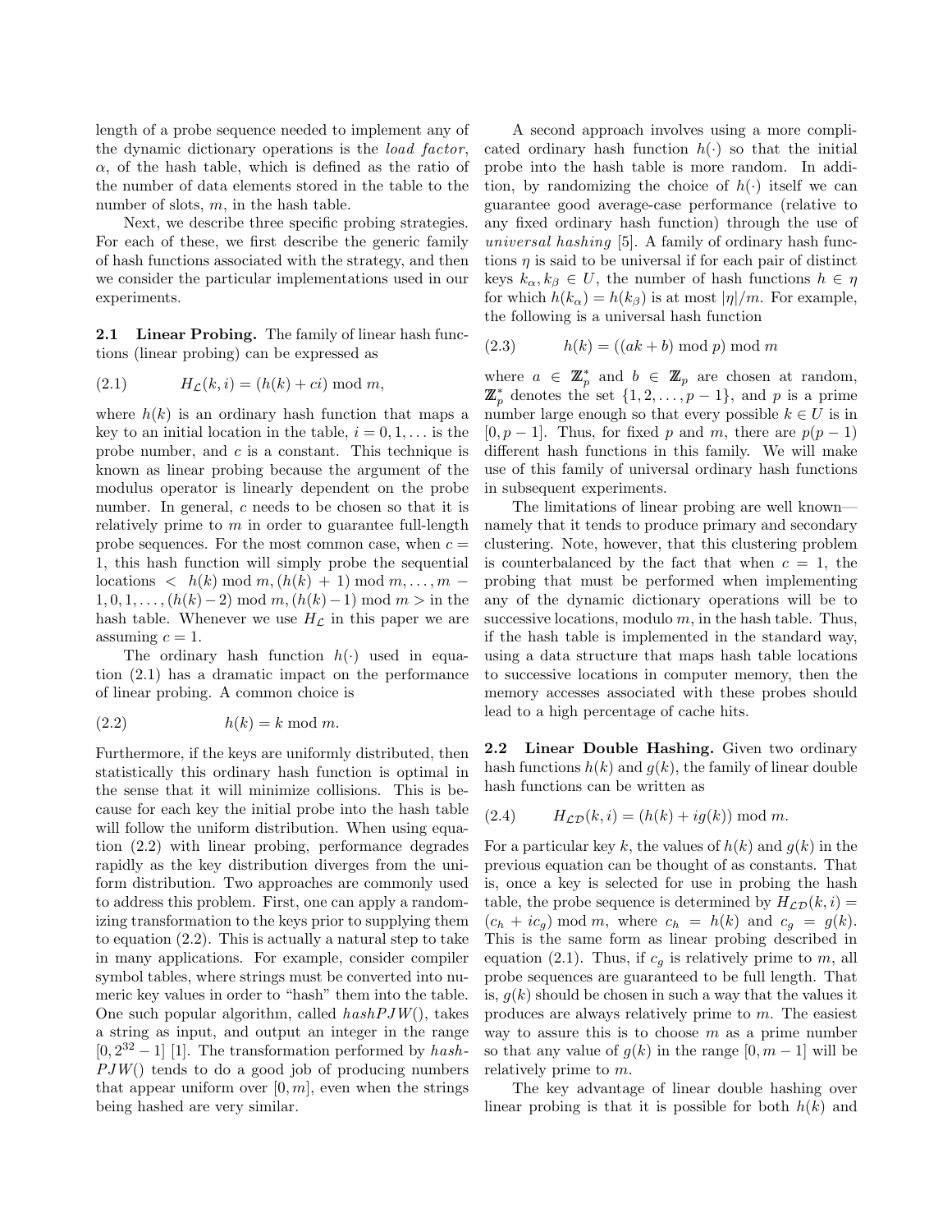length of a probe sequence needed to implement any of the dynamic dictionary operations is the *load factor*, $\alpha$, of the hash table, which is defined as the ratio of the number of data elements stored in the table to the number of slots, $m$, in the hash table.

Next, we describe three specific probing strategies. For each of these, we first describe the generic family of hash functions associated with the strategy, and then we consider the particular implementations used in our experiments.

**2.1 Linear Probing.** The family of linear hash functions (linear probing) can be expressed as

$$H_{\mathcal{L}}(k,i) = (h(k) + ci) \bmod m, \tag{2.1}$$

where $h(k)$ is an ordinary hash function that maps a key to an initial location in the table, $i = 0, 1, \ldots$ is the probe number, and $c$ is a constant. This technique is known as linear probing because the argument of the modulus operator is linearly dependent on the probe number. In general, $c$ needs to be chosen so that it is relatively prime to $m$ in order to guarantee full-length probe sequences. For the most common case, when $c = 1$, this hash function will simply probe the sequential locations $< h(k) \bmod m, (h(k)+1) \bmod m, \ldots, m-1, 0, 1, \ldots, (h(k)-2) \bmod m, (h(k)-1) \bmod m >$ in the hash table. Whenever we use $H_{\mathcal{L}}$ in this paper we are assuming $c = 1$.

The ordinary hash function $h(\cdot)$ used in equation (2.1) has a dramatic impact on the performance of linear probing. A common choice is

$$h(k) = k \bmod m. \tag{2.2}$$

Furthermore, if the keys are uniformly distributed, then statistically this ordinary hash function is optimal in the sense that it will minimize collisions. This is because for each key the initial probe into the hash table will follow the uniform distribution. When using equation (2.2) with linear probing, performance degrades rapidly as the key distribution diverges from the uniform distribution. Two approaches are commonly used to address this problem. First, one can apply a randomizing transformation to the keys prior to supplying them to equation (2.2). This is actually a natural step to take in many applications. For example, consider compiler symbol tables, where strings must be converted into numeric key values in order to "hash" them into the table. One such popular algorithm, called *hashPJW*(), takes a string as input, and output an integer in the range $[0, 2^{32}-1]$ [1]. The transformation performed by *hashPJW*() tends to do a good job of producing numbers that appear uniform over $[0, m]$, even when the strings being hashed are very similar.

A second approach involves using a more complicated ordinary hash function $h(\cdot)$ so that the initial probe into the hash table is more random. In addition, by randomizing the choice of $h(\cdot)$ itself we can guarantee good average-case performance (relative to any fixed ordinary hash function) through the use of *universal hashing* [5]. A family of ordinary hash functions $\eta$ is said to be universal if for each pair of distinct keys $k_\alpha, k_\beta \in U$, the number of hash functions $h \in \eta$ for which $h(k_\alpha) = h(k_\beta)$ is at most $|\eta|/m$. For example, the following is a universal hash function

$$h(k) = ((ak + b) \bmod p) \bmod m \tag{2.3}$$

where $a \in \mathbb{Z}_p^*$ and $b \in \mathbb{Z}_p$ are chosen at random, $\mathbb{Z}_p^*$ denotes the set $\{1, 2, \ldots, p-1\}$, and $p$ is a prime number large enough so that every possible $k \in U$ is in $[0, p-1]$. Thus, for fixed $p$ and $m$, there are $p(p-1)$ different hash functions in this family. We will make use of this family of universal ordinary hash functions in subsequent experiments.

The limitations of linear probing are well known—namely that it tends to produce primary and secondary clustering. Note, however, that this clustering problem is counterbalanced by the fact that when $c = 1$, the probing that must be performed when implementing any of the dynamic dictionary operations will be to successive locations, modulo $m$, in the hash table. Thus, if the hash table is implemented in the standard way, using a data structure that maps hash table locations to successive locations in computer memory, then the memory accesses associated with these probes should lead to a high percentage of cache hits.

**2.2 Linear Double Hashing.** Given two ordinary hash functions $h(k)$ and $g(k)$, the family of linear double hash functions can be written as

$$H_{\mathcal{LD}}(k,i) = (h(k) + ig(k)) \bmod m. \tag{2.4}$$

For a particular key $k$, the values of $h(k)$ and $g(k)$ in the previous equation can be thought of as constants. That is, once a key is selected for use in probing the hash table, the probe sequence is determined by $H_{\mathcal{LD}}(k,i) = (c_h + ic_g) \bmod m$, where $c_h = h(k)$ and $c_g = g(k)$. This is the same form as linear probing described in equation (2.1). Thus, if $c_g$ is relatively prime to $m$, all probe sequences are guaranteed to be full length. That is, $g(k)$ should be chosen in such a way that the values it produces are always relatively prime to $m$. The easiest way to assure this is to choose $m$ as a prime number so that any value of $g(k)$ in the range $[0, m-1]$ will be relatively prime to $m$.

The key advantage of linear double hashing over linear probing is that it is possible for both $h(k)$ and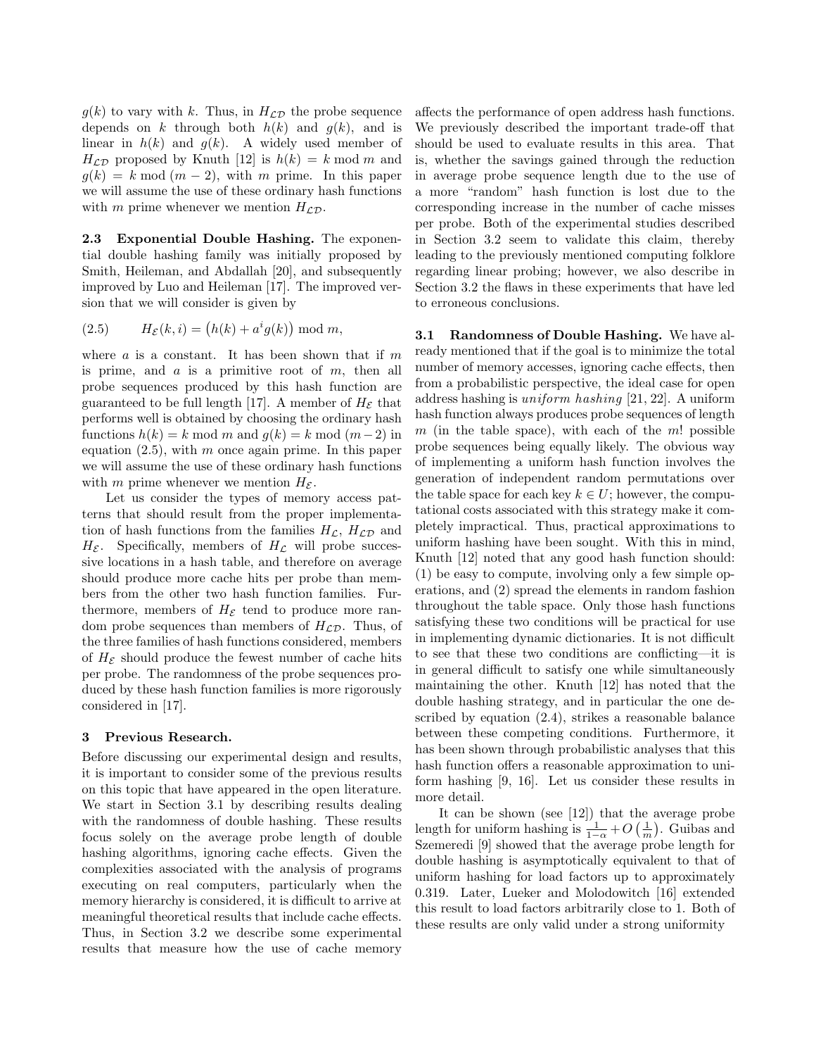$g(k)$ to vary with $k$. Thus, in $H_{\mathcal{LD}}$ the probe sequence depends on $k$ through both $h(k)$ and $g(k)$, and is linear in $h(k)$ and $g(k)$. A widely used member of $H_{\mathcal{LD}}$ proposed by Knuth [12] is $h(k) = k \bmod m$ and $g(k) = k \bmod (m-2)$, with $m$ prime. In this paper we will assume the use of these ordinary hash functions with $m$ prime whenever we mention $H_{\mathcal{LD}}$.

**2.3 Exponential Double Hashing.** The exponential double hashing family was initially proposed by Smith, Heileman, and Abdallah [20], and subsequently improved by Luo and Heileman [17]. The improved version that we will consider is given by

$$H_{\mathcal{E}}(k,i) = \big(h(k) + a^i g(k)\big) \bmod m, \quad (2.5)$$

where $a$ is a constant. It has been shown that if $m$ is prime, and $a$ is a primitive root of $m$, then all probe sequences produced by this hash function are guaranteed to be full length [17]. A member of $H_{\mathcal{E}}$ that performs well is obtained by choosing the ordinary hash functions $h(k) = k \bmod m$ and $g(k) = k \bmod (m-2)$ in equation (2.5), with $m$ once again prime. In this paper we will assume the use of these ordinary hash functions with $m$ prime whenever we mention $H_{\mathcal{E}}$.

Let us consider the types of memory access patterns that should result from the proper implementation of hash functions from the families $H_{\mathcal{L}}$, $H_{\mathcal{LD}}$ and $H_{\mathcal{E}}$. Specifically, members of $H_{\mathcal{L}}$ will probe successive locations in a hash table, and therefore on average should produce more cache hits per probe than members from the other two hash function families. Furthermore, members of $H_{\mathcal{E}}$ tend to produce more random probe sequences than members of $H_{\mathcal{LD}}$. Thus, of the three families of hash functions considered, members of $H_{\mathcal{E}}$ should produce the fewest number of cache hits per probe. The randomness of the probe sequences produced by these hash function families is more rigorously considered in [17].

## 3 Previous Research.

Before discussing our experimental design and results, it is important to consider some of the previous results on this topic that have appeared in the open literature. We start in Section 3.1 by describing results dealing with the randomness of double hashing. These results focus solely on the average probe length of double hashing algorithms, ignoring cache effects. Given the complexities associated with the analysis of programs executing on real computers, particularly when the memory hierarchy is considered, it is difficult to arrive at meaningful theoretical results that include cache effects. Thus, in Section 3.2 we describe some experimental results that measure how the use of cache memory affects the performance of open address hash functions. We previously described the important trade-off that should be used to evaluate results in this area. That is, whether the savings gained through the reduction in average probe sequence length due to the use of a more "random" hash function is lost due to the corresponding increase in the number of cache misses per probe. Both of the experimental studies described in Section 3.2 seem to validate this claim, thereby leading to the previously mentioned computing folklore regarding linear probing; however, we also describe in Section 3.2 the flaws in these experiments that have led to erroneous conclusions.

**3.1 Randomness of Double Hashing.** We have already mentioned that if the goal is to minimize the total number of memory accesses, ignoring cache effects, then from a probabilistic perspective, the ideal case for open address hashing is *uniform hashing* [21, 22]. A uniform hash function always produces probe sequences of length $m$ (in the table space), with each of the $m!$ possible probe sequences being equally likely. The obvious way of implementing a uniform hash function involves the generation of independent random permutations over the table space for each key $k \in U$; however, the computational costs associated with this strategy make it completely impractical. Thus, practical approximations to uniform hashing have been sought. With this in mind, Knuth [12] noted that any good hash function should: (1) be easy to compute, involving only a few simple operations, and (2) spread the elements in random fashion throughout the table space. Only those hash functions satisfying these two conditions will be practical for use in implementing dynamic dictionaries. It is not difficult to see that these two conditions are conflicting—it is in general difficult to satisfy one while simultaneously maintaining the other. Knuth [12] has noted that the double hashing strategy, and in particular the one described by equation (2.4), strikes a reasonable balance between these competing conditions. Furthermore, it has been shown through probabilistic analyses that this hash function offers a reasonable approximation to uniform hashing [9, 16]. Let us consider these results in more detail.

It can be shown (see [12]) that the average probe length for uniform hashing is $\frac{1}{1-\alpha} + O\left(\frac{1}{m}\right)$. Guibas and Szemeredi [9] showed that the average probe length for double hashing is asymptotically equivalent to that of uniform hashing for load factors up to approximately 0.319. Later, Lueker and Molodowitch [16] extended this result to load factors arbitrarily close to 1. Both of these results are only valid under a strong uniformity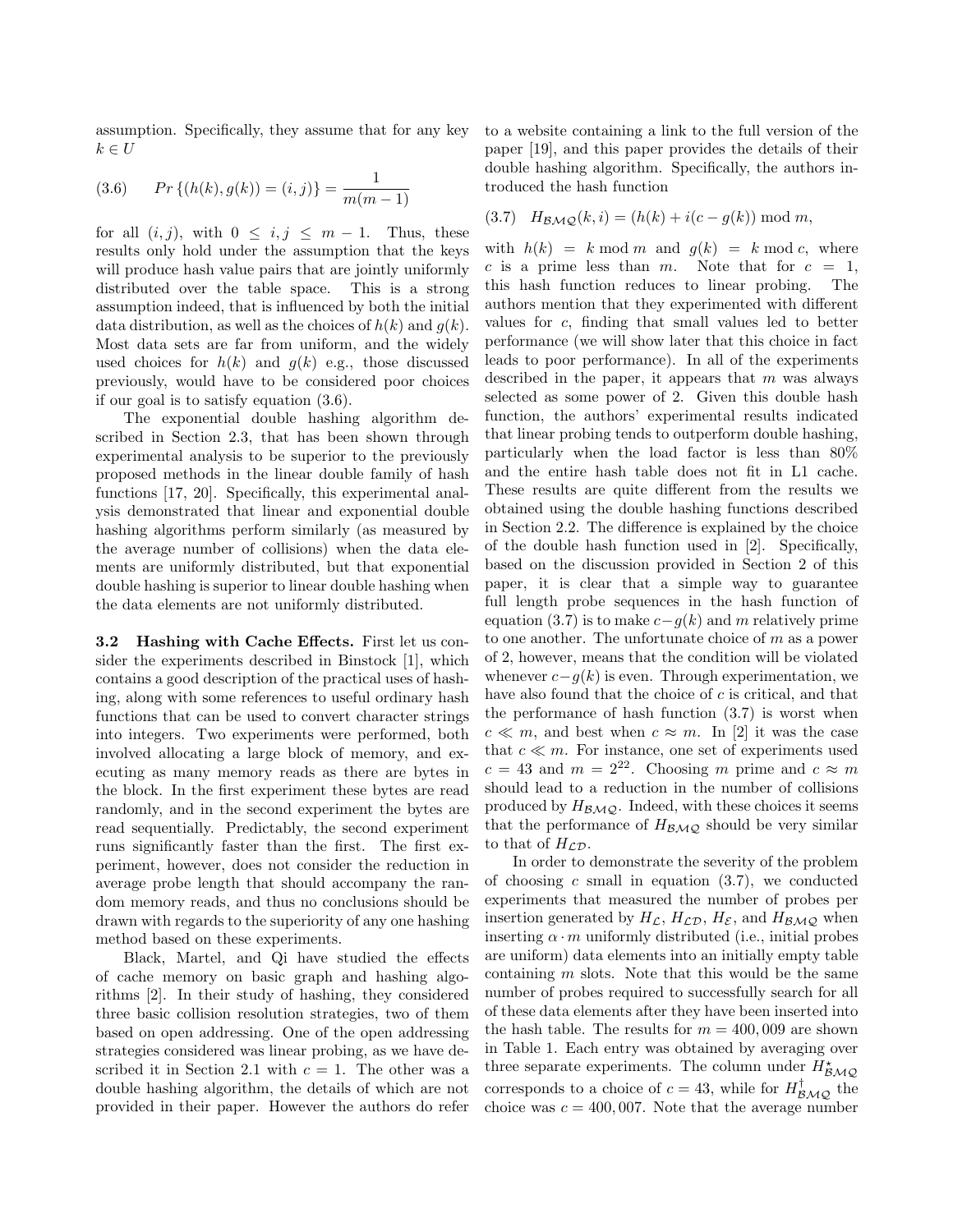assumption. Specifically, they assume that for any key $k \in U$

$$Pr\{(h(k), g(k)) = (i, j)\} = \frac{1}{m(m-1)} \tag{3.6}$$

for all $(i, j)$, with $0 \le i, j \le m - 1$. Thus, these results only hold under the assumption that the keys will produce hash value pairs that are jointly uniformly distributed over the table space. This is a strong assumption indeed, that is influenced by both the initial data distribution, as well as the choices of $h(k)$ and $g(k)$. Most data sets are far from uniform, and the widely used choices for $h(k)$ and $g(k)$ e.g., those discussed previously, would have to be considered poor choices if our goal is to satisfy equation (3.6).

The exponential double hashing algorithm described in Section 2.3, that has been shown through experimental analysis to be superior to the previously proposed methods in the linear double family of hash functions [17, 20]. Specifically, this experimental analysis demonstrated that linear and exponential double hashing algorithms perform similarly (as measured by the average number of collisions) when the data elements are uniformly distributed, but that exponential double hashing is superior to linear double hashing when the data elements are not uniformly distributed.

**3.2 Hashing with Cache Effects.** First let us consider the experiments described in Binstock [1], which contains a good description of the practical uses of hashing, along with some references to useful ordinary hash functions that can be used to convert character strings into integers. Two experiments were performed, both involved allocating a large block of memory, and executing as many memory reads as there are bytes in the block. In the first experiment these bytes are read randomly, and in the second experiment the bytes are read sequentially. Predictably, the second experiment runs significantly faster than the first. The first experiment, however, does not consider the reduction in average probe length that should accompany the random memory reads, and thus no conclusions should be drawn with regards to the superiority of any one hashing method based on these experiments.

Black, Martel, and Qi have studied the effects of cache memory on basic graph and hashing algorithms [2]. In their study of hashing, they considered three basic collision resolution strategies, two of them based on open addressing. One of the open addressing strategies considered was linear probing, as we have described it in Section 2.1 with $c = 1$. The other was a double hashing algorithm, the details of which are not provided in their paper. However the authors do refer to a website containing a link to the full version of the paper [19], and this paper provides the details of their double hashing algorithm. Specifically, the authors introduced the hash function

$$H_{\mathcal{BMQ}}(k, i) = (h(k) + i(c - g(k)) \bmod m, \tag{3.7}$$

with $h(k) = k \bmod m$ and $g(k) = k \bmod c$, where $c$ is a prime less than $m$. Note that for $c = 1$, this hash function reduces to linear probing. The authors mention that they experimented with different values for $c$, finding that small values led to better performance (we will show later that this choice in fact leads to poor performance). In all of the experiments described in the paper, it appears that $m$ was always selected as some power of 2. Given this double hash function, the authors' experimental results indicated that linear probing tends to outperform double hashing, particularly when the load factor is less than 80% and the entire hash table does not fit in L1 cache. These results are quite different from the results we obtained using the double hashing functions described in Section 2.2. The difference is explained by the choice of the double hash function used in [2]. Specifically, based on the discussion provided in Section 2 of this paper, it is clear that a simple way to guarantee full length probe sequences in the hash function of equation (3.7) is to make $c - g(k)$ and $m$ relatively prime to one another. The unfortunate choice of $m$ as a power of 2, however, means that the condition will be violated whenever $c - g(k)$ is even. Through experimentation, we have also found that the choice of $c$ is critical, and that the performance of hash function (3.7) is worst when $c \ll m$, and best when $c \approx m$. In [2] it was the case that $c \ll m$. For instance, one set of experiments used $c = 43$ and $m = 2^{22}$. Choosing $m$ prime and $c \approx m$ should lead to a reduction in the number of collisions produced by $H_{\mathcal{BMQ}}$. Indeed, with these choices it seems that the performance of $H_{\mathcal{BMQ}}$ should be very similar to that of $H_{\mathcal{LD}}$.

In order to demonstrate the severity of the problem of choosing $c$ small in equation (3.7), we conducted experiments that measured the number of probes per insertion generated by $H_{\mathcal{L}}$, $H_{\mathcal{LD}}$, $H_{\mathcal{E}}$, and $H_{\mathcal{BMQ}}$ when inserting $\alpha \cdot m$ uniformly distributed (i.e., initial probes are uniform) data elements into an initially empty table containing $m$ slots. Note that this would be the same number of probes required to successfully search for all of these data elements after they have been inserted into the hash table. The results for $m = 400,009$ are shown in Table 1. Each entry was obtained by averaging over three separate experiments. The column under $H^{\star}_{\mathcal{BMQ}}$ corresponds to a choice of $c = 43$, while for $H^{\dagger}_{\mathcal{BMQ}}$ the choice was $c = 400,007$. Note that the average number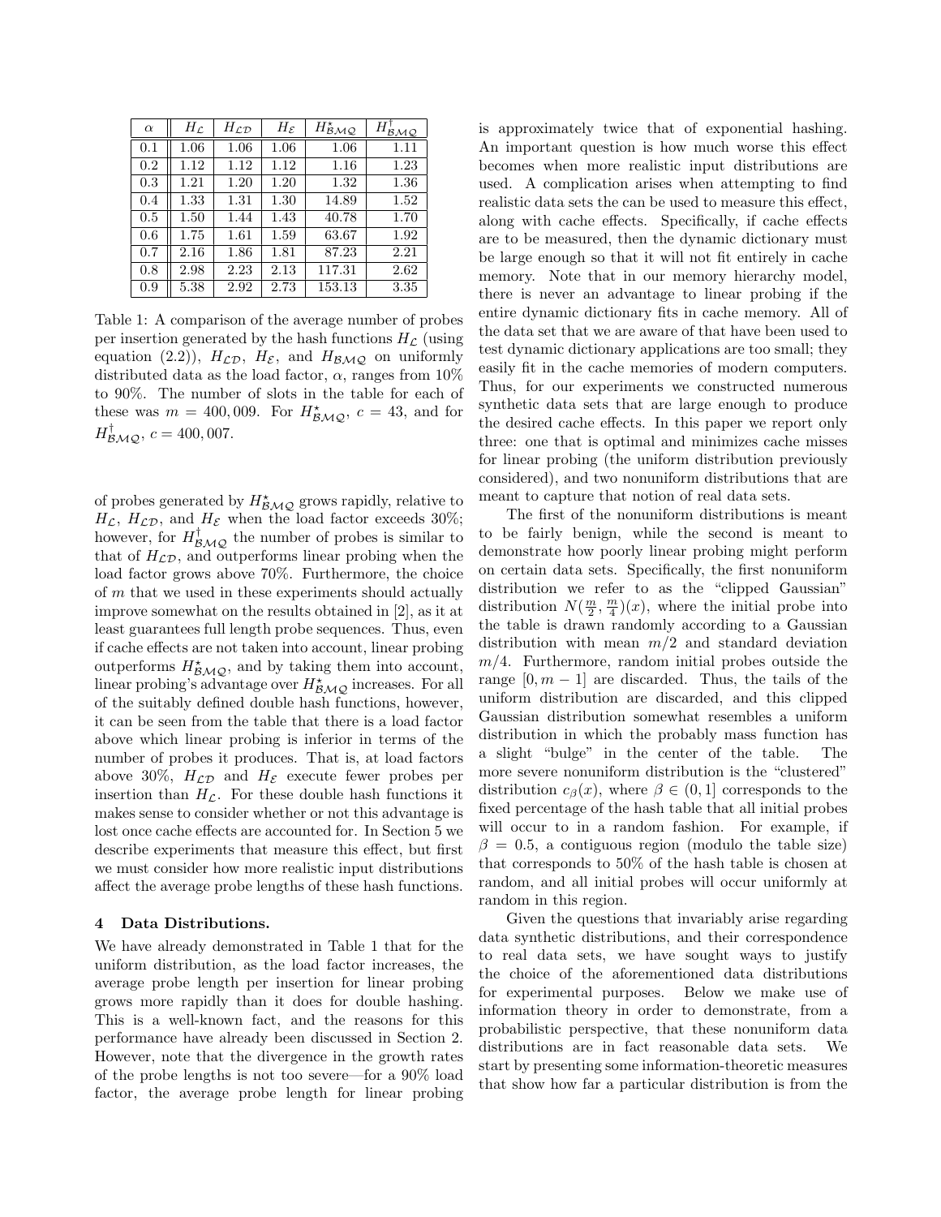| $\alpha$ | $H_{\mathcal{L}}$ | $H_{\mathcal{LD}}$ | $H_{\mathcal{E}}$ | $H^{\star}_{\mathcal{BMQ}}$ | $H^{\dagger}_{\mathcal{BMQ}}$ |
|---|---|---|---|---|---|
| 0.1 | 1.06 | 1.06 | 1.06 | 1.06 | 1.11 |
| 0.2 | 1.12 | 1.12 | 1.12 | 1.16 | 1.23 |
| 0.3 | 1.21 | 1.20 | 1.20 | 1.32 | 1.36 |
| 0.4 | 1.33 | 1.31 | 1.30 | 14.89 | 1.52 |
| 0.5 | 1.50 | 1.44 | 1.43 | 40.78 | 1.70 |
| 0.6 | 1.75 | 1.61 | 1.59 | 63.67 | 1.92 |
| 0.7 | 2.16 | 1.86 | 1.81 | 87.23 | 2.21 |
| 0.8 | 2.98 | 2.23 | 2.13 | 117.31 | 2.62 |
| 0.9 | 5.38 | 2.92 | 2.73 | 153.13 | 3.35 |

Table 1: A comparison of the average number of probes per insertion generated by the hash functions $H_{\mathcal{L}}$ (using equation (2.2)), $H_{\mathcal{LD}}$, $H_{\mathcal{E}}$, and $H_{\mathcal{BMQ}}$ on uniformly distributed data as the load factor, $\alpha$, ranges from 10% to 90%. The number of slots in the table for each of these was $m = 400,009$. For $H^{\star}_{\mathcal{BMQ}}$, $c = 43$, and for $H^{\dagger}_{\mathcal{BMQ}}$, $c = 400,007$.

of probes generated by $H^{\star}_{\mathcal{BMQ}}$ grows rapidly, relative to $H_{\mathcal{L}}$, $H_{\mathcal{LD}}$, and $H_{\mathcal{E}}$ when the load factor exceeds 30%; however, for $H^{\dagger}_{\mathcal{BMQ}}$ the number of probes is similar to that of $H_{\mathcal{LD}}$, and outperforms linear probing when the load factor grows above 70%. Furthermore, the choice of $m$ that we used in these experiments should actually improve somewhat on the results obtained in [2], as it at least guarantees full length probe sequences. Thus, even if cache effects are not taken into account, linear probing outperforms $H^{\star}_{\mathcal{BMQ}}$, and by taking them into account, linear probing's advantage over $H^{\star}_{\mathcal{BMQ}}$ increases. For all of the suitably defined double hash functions, however, it can be seen from the table that there is a load factor above which linear probing is inferior in terms of the number of probes it produces. That is, at load factors above 30%, $H_{\mathcal{LD}}$ and $H_{\mathcal{E}}$ execute fewer probes per insertion than $H_{\mathcal{L}}$. For these double hash functions it makes sense to consider whether or not this advantage is lost once cache effects are accounted for. In Section 5 we describe experiments that measure this effect, but first we must consider how more realistic input distributions affect the average probe lengths of these hash functions.

## 4 Data Distributions.

We have already demonstrated in Table 1 that for the uniform distribution, as the load factor increases, the average probe length per insertion for linear probing grows more rapidly than it does for double hashing. This is a well-known fact, and the reasons for this performance have already been discussed in Section 2. However, note that the divergence in the growth rates of the probe lengths is not too severe—for a 90% load factor, the average probe length for linear probing is approximately twice that of exponential hashing. An important question is how much worse this effect becomes when more realistic input distributions are used. A complication arises when attempting to find realistic data sets the can be used to measure this effect, along with cache effects. Specifically, if cache effects are to be measured, then the dynamic dictionary must be large enough so that it will not fit entirely in cache memory. Note that in our memory hierarchy model, there is never an advantage to linear probing if the entire dynamic dictionary fits in cache memory. All of the data set that we are aware of that have been used to test dynamic dictionary applications are too small; they easily fit in the cache memories of modern computers. Thus, for our experiments we constructed numerous synthetic data sets that are large enough to produce the desired cache effects. In this paper we report only three: one that is optimal and minimizes cache misses for linear probing (the uniform distribution previously considered), and two nonuniform distributions that are meant to capture that notion of real data sets.

The first of the nonuniform distributions is meant to be fairly benign, while the second is meant to demonstrate how poorly linear probing might perform on certain data sets. Specifically, the first nonuniform distribution we refer to as the "clipped Gaussian" distribution $N(\frac{m}{2}, \frac{m}{4})(x)$, where the initial probe into the table is drawn randomly according to a Gaussian distribution with mean $m/2$ and standard deviation $m/4$. Furthermore, random initial probes outside the range $[0, m-1]$ are discarded. Thus, the tails of the uniform distribution are discarded, and this clipped Gaussian distribution somewhat resembles a uniform distribution in which the probably mass function has a slight "bulge" in the center of the table. The more severe nonuniform distribution is the "clustered" distribution $c_\beta(x)$, where $\beta \in (0, 1]$ corresponds to the fixed percentage of the hash table that all initial probes will occur to in a random fashion. For example, if $\beta = 0.5$, a contiguous region (modulo the table size) that corresponds to 50% of the hash table is chosen at random, and all initial probes will occur uniformly at random in this region.

Given the questions that invariably arise regarding data synthetic distributions, and their correspondence to real data sets, we have sought ways to justify the choice of the aforementioned data distributions for experimental purposes. Below we make use of information theory in order to demonstrate, from a probabilistic perspective, that these nonuniform data distributions are in fact reasonable data sets. We start by presenting some information-theoretic measures that show how far a particular distribution is from the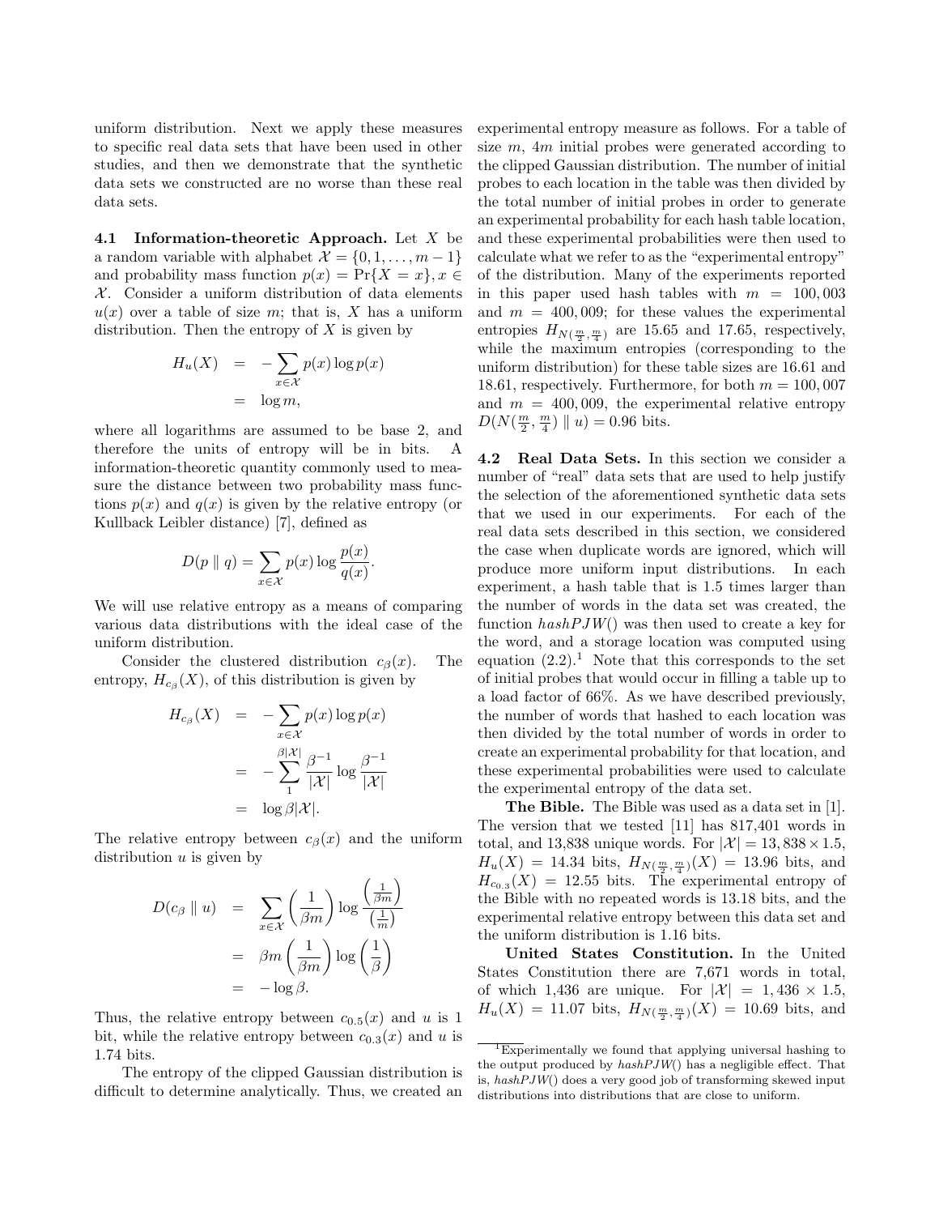uniform distribution. Next we apply these measures to specific real data sets that have been used in other studies, and then we demonstrate that the synthetic data sets we constructed are no worse than these real data sets.

**4.1 Information-theoretic Approach.** Let $X$ be a random variable with alphabet $\mathcal{X} = \{0, 1, \ldots, m-1\}$ and probability mass function $p(x) = \Pr\{X = x\}, x \in \mathcal{X}$. Consider a uniform distribution of data elements $u(x)$ over a table of size $m$; that is, $X$ has a uniform distribution. Then the entropy of $X$ is given by

$$
\begin{aligned}
H_u(X) &= -\sum_{x \in \mathcal{X}} p(x) \log p(x) \\
&= \log m,
\end{aligned}
$$

where all logarithms are assumed to be base 2, and therefore the units of entropy will be in bits. A information-theoretic quantity commonly used to measure the distance between two probability mass functions $p(x)$ and $q(x)$ is given by the relative entropy (or Kullback Leibler distance) [7], defined as

$$
D(p \parallel q) = \sum_{x \in \mathcal{X}} p(x) \log \frac{p(x)}{q(x)}.
$$

We will use relative entropy as a means of comparing various data distributions with the ideal case of the uniform distribution.

Consider the clustered distribution $c_\beta(x)$. The entropy, $H_{c_\beta}(X)$, of this distribution is given by

$$
\begin{aligned}
H_{c_\beta}(X) &= -\sum_{x \in \mathcal{X}} p(x) \log p(x) \\
&= -\sum_{1}^{\beta|\mathcal{X}|} \frac{\beta^{-1}}{|\mathcal{X}|} \log \frac{\beta^{-1}}{|\mathcal{X}|} \\
&= \log \beta|\mathcal{X}|.
\end{aligned}
$$

The relative entropy between $c_\beta(x)$ and the uniform distribution $u$ is given by

$$
\begin{aligned}
D(c_\beta \parallel u) &= \sum_{x \in \mathcal{X}} \left(\frac{1}{\beta m}\right) \log \frac{\left(\frac{1}{\beta m}\right)}{\left(\frac{1}{m}\right)} \\
&= \beta m \left(\frac{1}{\beta m}\right) \log \left(\frac{1}{\beta}\right) \\
&= -\log \beta.
\end{aligned}
$$

Thus, the relative entropy between $c_{0.5}(x)$ and $u$ is 1 bit, while the relative entropy between $c_{0.3}(x)$ and $u$ is 1.74 bits.

The entropy of the clipped Gaussian distribution is difficult to determine analytically. Thus, we created an experimental entropy measure as follows. For a table of size $m$, $4m$ initial probes were generated according to the clipped Gaussian distribution. The number of initial probes to each location in the table was then divided by the total number of initial probes in order to generate an experimental probability for each hash table location, and these experimental probabilities were then used to calculate what we refer to as the "experimental entropy" of the distribution. Many of the experiments reported in this paper used hash tables with $m = 100,003$ and $m = 400,009$; for these values the experimental entropies $H_{N(\frac{m}{2},\frac{m}{4})}$ are 15.65 and 17.65, respectively, while the maximum entropies (corresponding to the uniform distribution) for these table sizes are 16.61 and 18.61, respectively. Furthermore, for both $m = 100,007$ and $m = 400,009$, the experimental relative entropy $D(N(\frac{m}{2},\frac{m}{4}) \parallel u) = 0.96$ bits.

**4.2 Real Data Sets.** In this section we consider a number of "real" data sets that are used to help justify the selection of the aforementioned synthetic data sets that we used in our experiments. For each of the real data sets described in this section, we considered the case when duplicate words are ignored, which will produce more uniform input distributions. In each experiment, a hash table that is 1.5 times larger than the number of words in the data set was created, the function *hashPJW*() was then used to create a key for the word, and a storage location was computed using equation (2.2).[1] Note that this corresponds to the set of initial probes that would occur in filling a table up to a load factor of 66%. As we have described previously, the number of words that hashed to each location was then divided by the total number of words in order to create an experimental probability for that location, and these experimental probabilities were used to calculate the experimental entropy of the data set.

**The Bible.** The Bible was used as a data set in [1]. The version that we tested [11] has 817,401 words in total, and 13,838 unique words. For $|\mathcal{X}| = 13,838 \times 1.5$, $H_u(X) = 14.34$ bits, $H_{N(\frac{m}{2},\frac{m}{4})}(X) = 13.96$ bits, and $H_{c_{0.3}}(X) = 12.55$ bits. The experimental entropy of the Bible with no repeated words is 13.18 bits, and the experimental relative entropy between this data set and the uniform distribution is 1.16 bits.

**United States Constitution.** In the United States Constitution there are 7,671 words in total, of which 1,436 are unique. For $|\mathcal{X}| = 1,436 \times 1.5$, $H_u(X) = 11.07$ bits, $H_{N(\frac{m}{2},\frac{m}{4})}(X) = 10.69$ bits, and

[1] Experimentally we found that applying universal hashing to the output produced by *hashPJW*() has a negligible effect. That is, *hashPJW*() does a very good job of transforming skewed input distributions into distributions that are close to uniform.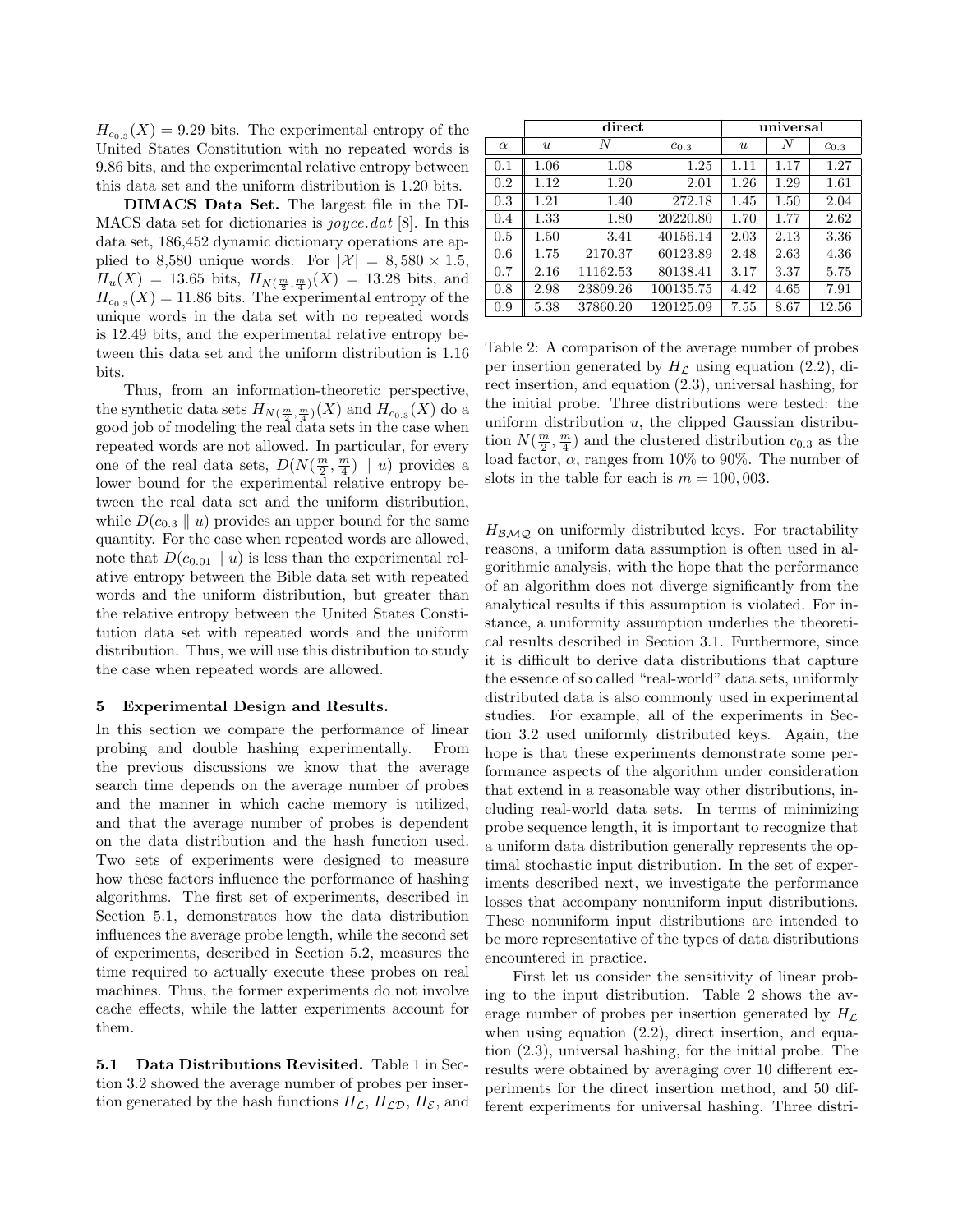$H_{c_{0.3}}(X) = 9.29$ bits. The experimental entropy of the United States Constitution with no repeated words is 9.86 bits, and the experimental relative entropy between this data set and the uniform distribution is 1.20 bits.

**DIMACS Data Set.** The largest file in the DIMACS data set for dictionaries is *joyce.dat* [8]. In this data set, 186,452 dynamic dictionary operations are applied to 8,580 unique words. For $|\mathcal{X}| = 8,580 \times 1.5$, $H_u(X) = 13.65$ bits, $H_{N(\frac{m}{2},\frac{m}{4})}(X) = 13.28$ bits, and $H_{c_{0.3}}(X) = 11.86$ bits. The experimental entropy of the unique words in the data set with no repeated words is 12.49 bits, and the experimental relative entropy between this data set and the uniform distribution is 1.16 bits.

Thus, from an information-theoretic perspective, the synthetic data sets $H_{N(\frac{m}{2},\frac{m}{4})}(X)$ and $H_{c_{0.3}}(X)$ do a good job of modeling the real data sets in the case when repeated words are not allowed. In particular, for every one of the real data sets, $D(N(\frac{m}{2},\frac{m}{4}) \parallel u)$ provides a lower bound for the experimental relative entropy between the real data set and the uniform distribution, while $D(c_{0.3} \parallel u)$ provides an upper bound for the same quantity. For the case when repeated words are allowed, note that $D(c_{0.01} \parallel u)$ is less than the experimental relative entropy between the Bible data set with repeated words and the uniform distribution, but greater than the relative entropy between the United States Constitution data set with repeated words and the uniform distribution. Thus, we will use this distribution to study the case when repeated words are allowed.

## 5 Experimental Design and Results.

In this section we compare the performance of linear probing and double hashing experimentally. From the previous discussions we know that the average search time depends on the average number of probes and the manner in which cache memory is utilized, and that the average number of probes is dependent on the data distribution and the hash function used. Two sets of experiments were designed to measure how these factors influence the performance of hashing algorithms. The first set of experiments, described in Section 5.1, demonstrates how the data distribution influences the average probe length, while the second set of experiments, described in Section 5.2, measures the time required to actually execute these probes on real machines. Thus, the former experiments do not involve cache effects, while the latter experiments account for them.

**5.1 Data Distributions Revisited.** Table 1 in Section 3.2 showed the average number of probes per insertion generated by the hash functions $H_{\mathcal{L}}$, $H_{\mathcal{LD}}$, $H_{\mathcal{E}}$, and $H_{\mathcal{BMQ}}$ on uniformly distributed keys. For tractability reasons, a uniform data assumption is often used in algorithmic analysis, with the hope that the performance of an algorithm does not diverge significantly from the analytical results if this assumption is violated. For instance, a uniformity assumption underlies the theoretical results described in Section 3.1. Furthermore, since it is difficult to derive data distributions that capture the essence of so called "real-world" data sets, uniformly distributed data is also commonly used in experimental studies. For example, all of the experiments in Section 3.2 used uniformly distributed keys. Again, the hope is that these experiments demonstrate some performance aspects of the algorithm under consideration that extend in a reasonable way other distributions, including real-world data sets. In terms of minimizing probe sequence length, it is important to recognize that a uniform data distribution generally represents the optimal stochastic input distribution. In the set of experiments described next, we investigate the performance losses that accompany nonuniform input distributions. These nonuniform input distributions are intended to be more representative of the types of data distributions encountered in practice.

| | **direct** | | | **universal** | | |
|---|---|---|---|---|---|---|
| $\alpha$ | $u$ | $N$ | $c_{0.3}$ | $u$ | $N$ | $c_{0.3}$ |
| 0.1 | 1.06 | 1.08 | 1.25 | 1.11 | 1.17 | 1.27 |
| 0.2 | 1.12 | 1.20 | 2.01 | 1.26 | 1.29 | 1.61 |
| 0.3 | 1.21 | 1.40 | 272.18 | 1.45 | 1.50 | 2.04 |
| 0.4 | 1.33 | 1.80 | 20220.80 | 1.70 | 1.77 | 2.62 |
| 0.5 | 1.50 | 3.41 | 40156.14 | 2.03 | 2.13 | 3.36 |
| 0.6 | 1.75 | 2170.37 | 60123.89 | 2.48 | 2.63 | 4.36 |
| 0.7 | 2.16 | 11162.53 | 80138.41 | 3.17 | 3.37 | 5.75 |
| 0.8 | 2.98 | 23809.26 | 100135.75 | 4.42 | 4.65 | 7.91 |
| 0.9 | 5.38 | 37860.20 | 120125.09 | 7.55 | 8.67 | 12.56 |

Table 2: A comparison of the average number of probes per insertion generated by $H_{\mathcal{L}}$ using equation (2.2), direct insertion, and equation (2.3), universal hashing, for the initial probe. Three distributions were tested: the uniform distribution $u$, the clipped Gaussian distribution $N(\frac{m}{2},\frac{m}{4})$ and the clustered distribution $c_{0.3}$ as the load factor, $\alpha$, ranges from 10% to 90%. The number of slots in the table for each is $m = 100,003$.

First let us consider the sensitivity of linear probing to the input distribution. Table 2 shows the average number of probes per insertion generated by $H_{\mathcal{L}}$ when using equation (2.2), direct insertion, and equation (2.3), universal hashing, for the initial probe. The results were obtained by averaging over 10 different experiments for the direct insertion method, and 50 different experiments for universal hashing. Three distri-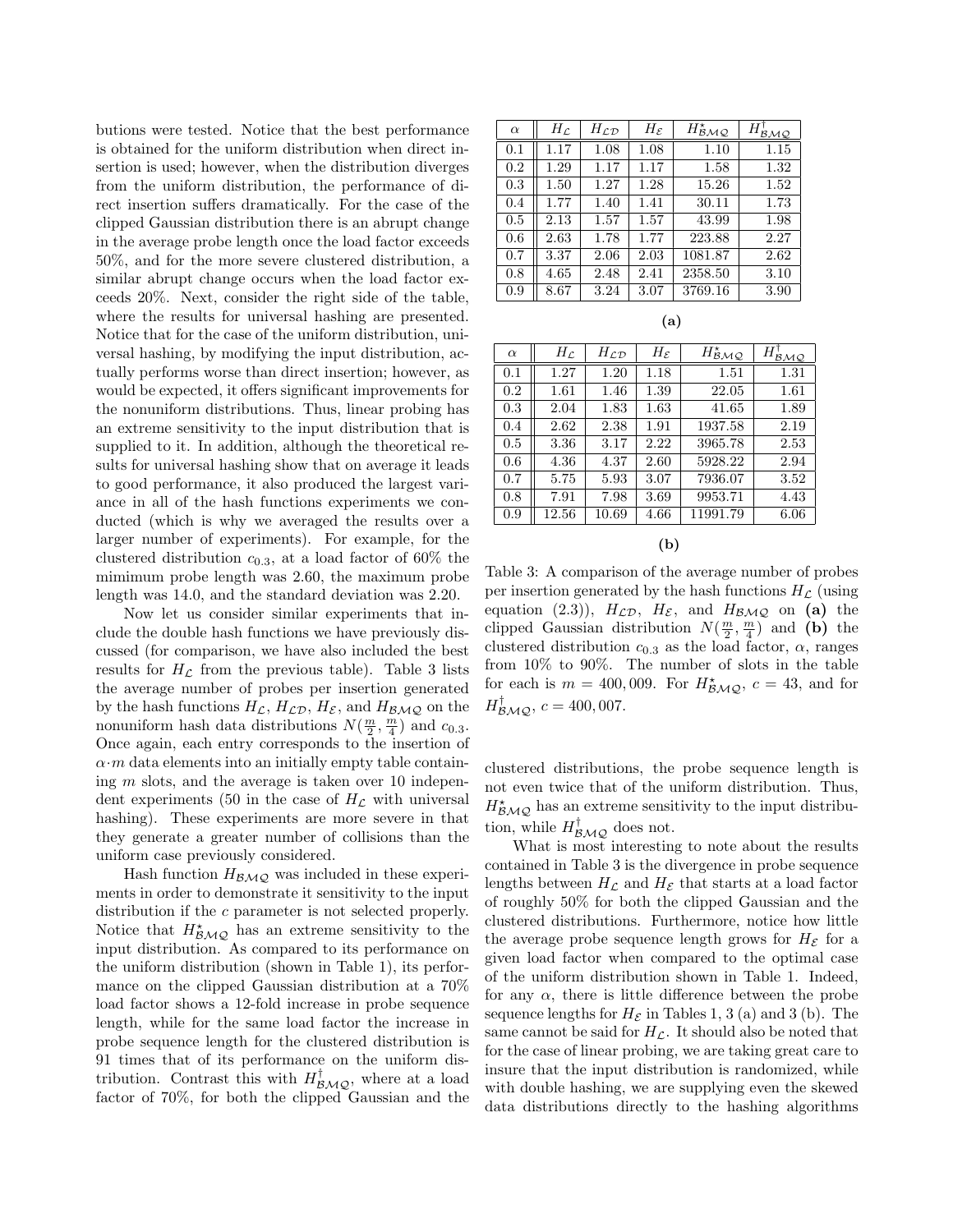butions were tested. Notice that the best performance is obtained for the uniform distribution when direct insertion is used; however, when the distribution diverges from the uniform distribution, the performance of direct insertion suffers dramatically. For the case of the clipped Gaussian distribution there is an abrupt change in the average probe length once the load factor exceeds 50%, and for the more severe clustered distribution, a similar abrupt change occurs when the load factor exceeds 20%. Next, consider the right side of the table, where the results for universal hashing are presented. Notice that for the case of the uniform distribution, universal hashing, by modifying the input distribution, actually performs worse than direct insertion; however, as would be expected, it offers significant improvements for the nonuniform distributions. Thus, linear probing has an extreme sensitivity to the input distribution that is supplied to it. In addition, although the theoretical results for universal hashing show that on average it leads to good performance, it also produced the largest variance in all of the hash functions experiments we conducted (which is why we averaged the results over a larger number of experiments). For example, for the clustered distribution $c_{0.3}$, at a load factor of 60% the mimimum probe length was 2.60, the maximum probe length was 14.0, and the standard deviation was 2.20.

Now let us consider similar experiments that include the double hash functions we have previously discussed (for comparison, we have also included the best results for $H_{\mathcal{L}}$ from the previous table). Table 3 lists the average number of probes per insertion generated by the hash functions $H_{\mathcal{L}}$, $H_{\mathcal{LD}}$, $H_{\mathcal{E}}$, and $H_{\mathcal{BMQ}}$ on the nonuniform hash data distributions $N(\frac{m}{2}, \frac{m}{4})$ and $c_{0.3}$. Once again, each entry corresponds to the insertion of $\alpha \cdot m$ data elements into an initially empty table containing $m$ slots, and the average is taken over 10 independent experiments (50 in the case of $H_{\mathcal{L}}$ with universal hashing). These experiments are more severe in that they generate a greater number of collisions than the uniform case previously considered.

Hash function $H_{\mathcal{BMQ}}$ was included in these experiments in order to demonstrate it sensitivity to the input distribution if the $c$ parameter is not selected properly. Notice that $H^{\star}_{\mathcal{BMQ}}$ has an extreme sensitivity to the input distribution. As compared to its performance on the uniform distribution (shown in Table 1), its performance on the clipped Gaussian distribution at a 70% load factor shows a 12-fold increase in probe sequence length, while for the same load factor the increase in probe sequence length for the clustered distribution is 91 times that of its performance on the uniform distribution. Contrast this with $H^{\dagger}_{\mathcal{BMQ}}$, where at a load factor of 70%, for both the clipped Gaussian and the clustered distributions, the probe sequence length is not even twice that of the uniform distribution. Thus, $H^{\star}_{\mathcal{BMQ}}$ has an extreme sensitivity to the input distribution, while $H^{\dagger}_{\mathcal{BMQ}}$ does not.

What is most interesting to note about the results contained in Table 3 is the divergence in probe sequence lengths between $H_{\mathcal{L}}$ and $H_{\mathcal{E}}$ that starts at a load factor of roughly 50% for both the clipped Gaussian and the clustered distributions. Furthermore, notice how little the average probe sequence length grows for $H_{\mathcal{E}}$ for a given load factor when compared to the optimal case of the uniform distribution shown in Table 1. Indeed, for any $\alpha$, there is little difference between the probe sequence lengths for $H_{\mathcal{E}}$ in Tables 1, 3 (a) and 3 (b). The same cannot be said for $H_{\mathcal{L}}$. It should also be noted that for the case of linear probing, we are taking great care to insure that the input distribution is randomized, while with double hashing, we are supplying even the skewed data distributions directly to the hashing algorithms

| $\alpha$ | $H_{\mathcal{L}}$ | $H_{\mathcal{LD}}$ | $H_{\mathcal{E}}$ | $H^{\star}_{\mathcal{BMQ}}$ | $H^{\dagger}_{\mathcal{BMQ}}$ |
|---|---|---|---|---|---|
| 0.1 | 1.17 | 1.08 | 1.08 | 1.10 | 1.15 |
| 0.2 | 1.29 | 1.17 | 1.17 | 1.58 | 1.32 |
| 0.3 | 1.50 | 1.27 | 1.28 | 15.26 | 1.52 |
| 0.4 | 1.77 | 1.40 | 1.41 | 30.11 | 1.73 |
| 0.5 | 2.13 | 1.57 | 1.57 | 43.99 | 1.98 |
| 0.6 | 2.63 | 1.78 | 1.77 | 223.88 | 2.27 |
| 0.7 | 3.37 | 2.06 | 2.03 | 1081.87 | 2.62 |
| 0.8 | 4.65 | 2.48 | 2.41 | 2358.50 | 3.10 |
| 0.9 | 8.67 | 3.24 | 3.07 | 3769.16 | 3.90 |

**(a)**

| $\alpha$ | $H_{\mathcal{L}}$ | $H_{\mathcal{LD}}$ | $H_{\mathcal{E}}$ | $H^{\star}_{\mathcal{BMQ}}$ | $H^{\dagger}_{\mathcal{BMQ}}$ |
|---|---|---|---|---|---|
| 0.1 | 1.27 | 1.20 | 1.18 | 1.51 | 1.31 |
| 0.2 | 1.61 | 1.46 | 1.39 | 22.05 | 1.61 |
| 0.3 | 2.04 | 1.83 | 1.63 | 41.65 | 1.89 |
| 0.4 | 2.62 | 2.38 | 1.91 | 1937.58 | 2.19 |
| 0.5 | 3.36 | 3.17 | 2.22 | 3965.78 | 2.53 |
| 0.6 | 4.36 | 4.37 | 2.60 | 5928.22 | 2.94 |
| 0.7 | 5.75 | 5.93 | 3.07 | 7936.07 | 3.52 |
| 0.8 | 7.91 | 7.98 | 3.69 | 9953.71 | 4.43 |
| 0.9 | 12.56 | 10.69 | 4.66 | 11991.79 | 6.06 |

**(b)**

Table 3: A comparison of the average number of probes per insertion generated by the hash functions $H_{\mathcal{L}}$ (using equation (2.3)), $H_{\mathcal{LD}}$, $H_{\mathcal{E}}$, and $H_{\mathcal{BMQ}}$ on **(a)** the clipped Gaussian distribution $N(\frac{m}{2}, \frac{m}{4})$ and **(b)** the clustered distribution $c_{0.3}$ as the load factor, $\alpha$, ranges from 10% to 90%. The number of slots in the table for each is $m = 400{,}009$. For $H^{\star}_{\mathcal{BMQ}}$, $c = 43$, and for $H^{\dagger}_{\mathcal{BMQ}}$, $c = 400{,}007$.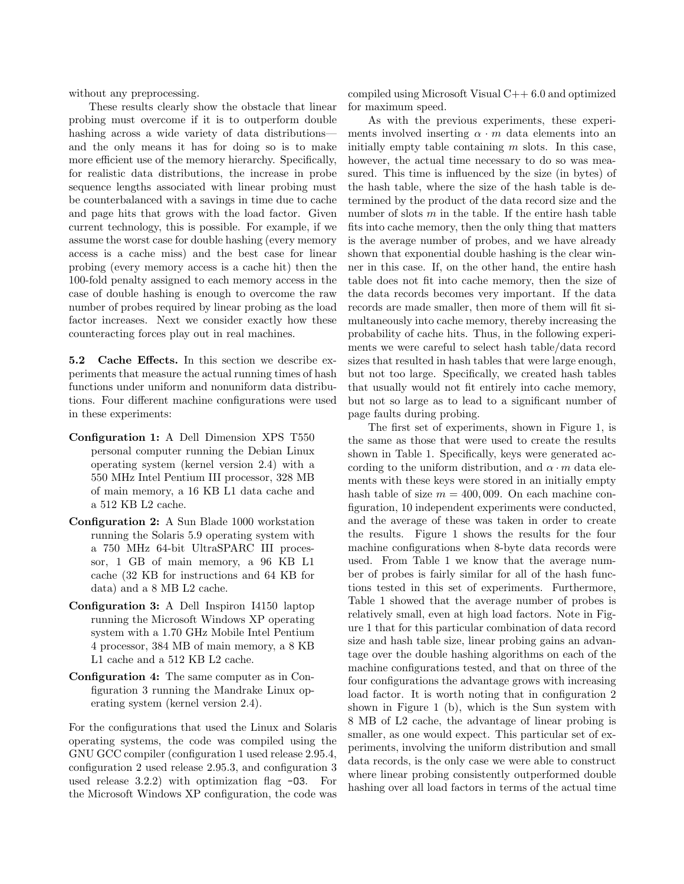without any preprocessing.

These results clearly show the obstacle that linear probing must overcome if it is to outperform double hashing across a wide variety of data distributions—and the only means it has for doing so is to make more efficient use of the memory hierarchy. Specifically, for realistic data distributions, the increase in probe sequence lengths associated with linear probing must be counterbalanced with a savings in time due to cache and page hits that grows with the load factor. Given current technology, this is possible. For example, if we assume the worst case for double hashing (every memory access is a cache miss) and the best case for linear probing (every memory access is a cache hit) then the 100-fold penalty assigned to each memory access in the case of double hashing is enough to overcome the raw number of probes required by linear probing as the load factor increases. Next we consider exactly how these counteracting forces play out in real machines.

**5.2 Cache Effects.** In this section we describe experiments that measure the actual running times of hash functions under uniform and nonuniform data distributions. Four different machine configurations were used in these experiments:

- **Configuration 1:** A Dell Dimension XPS T550 personal computer running the Debian Linux operating system (kernel version 2.4) with a 550 MHz Intel Pentium III processor, 328 MB of main memory, a 16 KB L1 data cache and a 512 KB L2 cache.
- **Configuration 2:** A Sun Blade 1000 workstation running the Solaris 5.9 operating system with a 750 MHz 64-bit UltraSPARC III processor, 1 GB of main memory, a 96 KB L1 cache (32 KB for instructions and 64 KB for data) and a 8 MB L2 cache.
- **Configuration 3:** A Dell Inspiron I4150 laptop running the Microsoft Windows XP operating system with a 1.70 GHz Mobile Intel Pentium 4 processor, 384 MB of main memory, a 8 KB L1 cache and a 512 KB L2 cache.
- **Configuration 4:** The same computer as in Configuration 3 running the Mandrake Linux operating system (kernel version 2.4).

For the configurations that used the Linux and Solaris operating systems, the code was compiled using the GNU GCC compiler (configuration 1 used release 2.95.4, configuration 2 used release 2.95.3, and configuration 3 used release 3.2.2) with optimization flag `-O3`. For the Microsoft Windows XP configuration, the code was compiled using Microsoft Visual C++ 6.0 and optimized for maximum speed.

As with the previous experiments, these experiments involved inserting $\alpha \cdot m$ data elements into an initially empty table containing $m$ slots. In this case, however, the actual time necessary to do so was measured. This time is influenced by the size (in bytes) of the hash table, where the size of the hash table is determined by the product of the data record size and the number of slots $m$ in the table. If the entire hash table fits into cache memory, then the only thing that matters is the average number of probes, and we have already shown that exponential double hashing is the clear winner in this case. If, on the other hand, the entire hash table does not fit into cache memory, then the size of the data records becomes very important. If the data records are made smaller, then more of them will fit simultaneously into cache memory, thereby increasing the probability of cache hits. Thus, in the following experiments we were careful to select hash table/data record sizes that resulted in hash tables that were large enough, but not too large. Specifically, we created hash tables that usually would not fit entirely into cache memory, but not so large as to lead to a significant number of page faults during probing.

The first set of experiments, shown in Figure 1, is the same as those that were used to create the results shown in Table 1. Specifically, keys were generated according to the uniform distribution, and $\alpha \cdot m$ data elements with these keys were stored in an initially empty hash table of size $m = 400,009$. On each machine configuration, 10 independent experiments were conducted, and the average of these was taken in order to create the results. Figure 1 shows the results for the four machine configurations when 8-byte data records were used. From Table 1 we know that the average number of probes is fairly similar for all of the hash functions tested in this set of experiments. Furthermore, Table 1 showed that the average number of probes is relatively small, even at high load factors. Note in Figure 1 that for this particular combination of data record size and hash table size, linear probing gains an advantage over the double hashing algorithms on each of the machine configurations tested, and that on three of the four configurations the advantage grows with increasing load factor. It is worth noting that in configuration 2 shown in Figure 1 (b), which is the Sun system with 8 MB of L2 cache, the advantage of linear probing is smaller, as one would expect. This particular set of experiments, involving the uniform distribution and small data records, is the only case we were able to construct where linear probing consistently outperformed double hashing over all load factors in terms of the actual time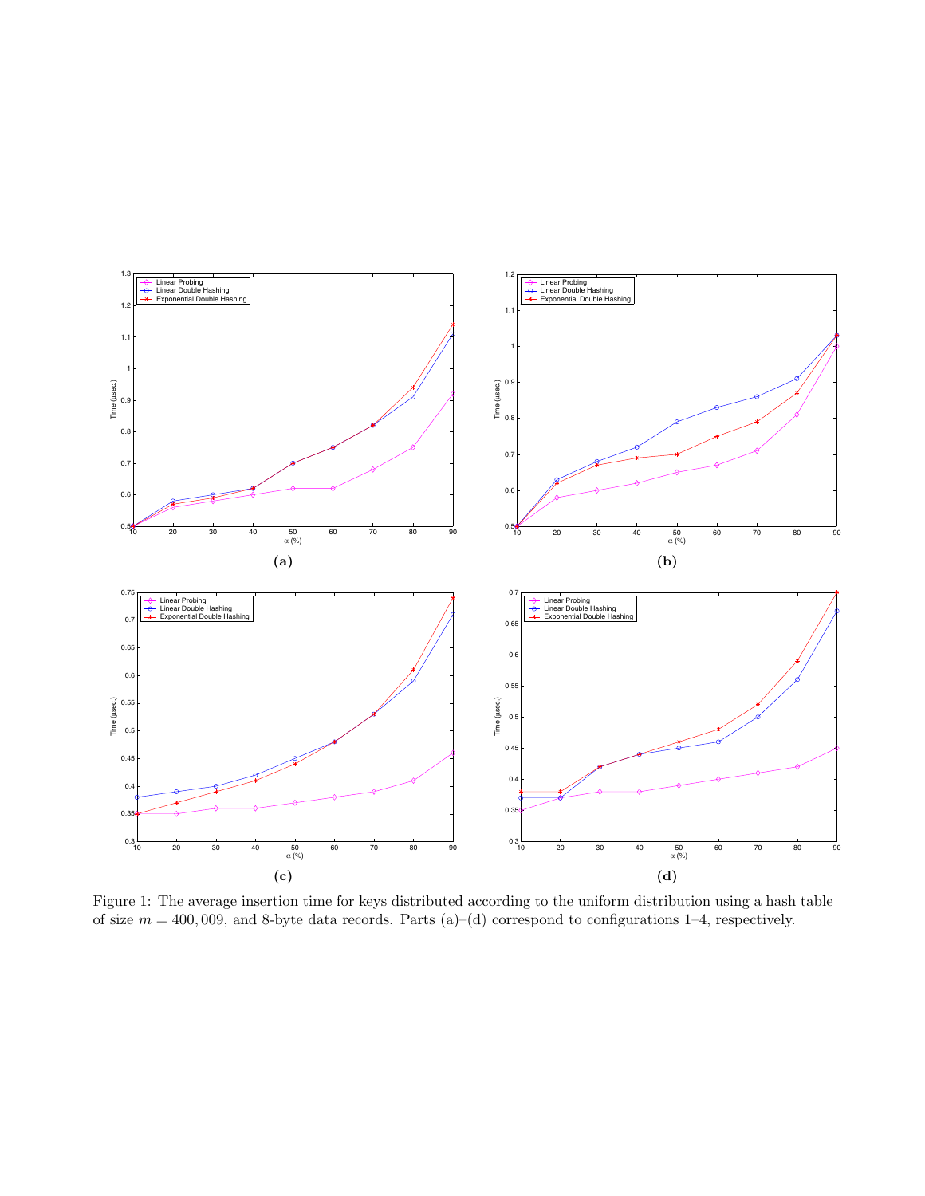Figure 1: The average insertion time for keys distributed according to the uniform distribution using a hash table of size $m = 400,009$, and 8-byte data records. Parts (a)–(d) correspond to configurations 1–4, respectively.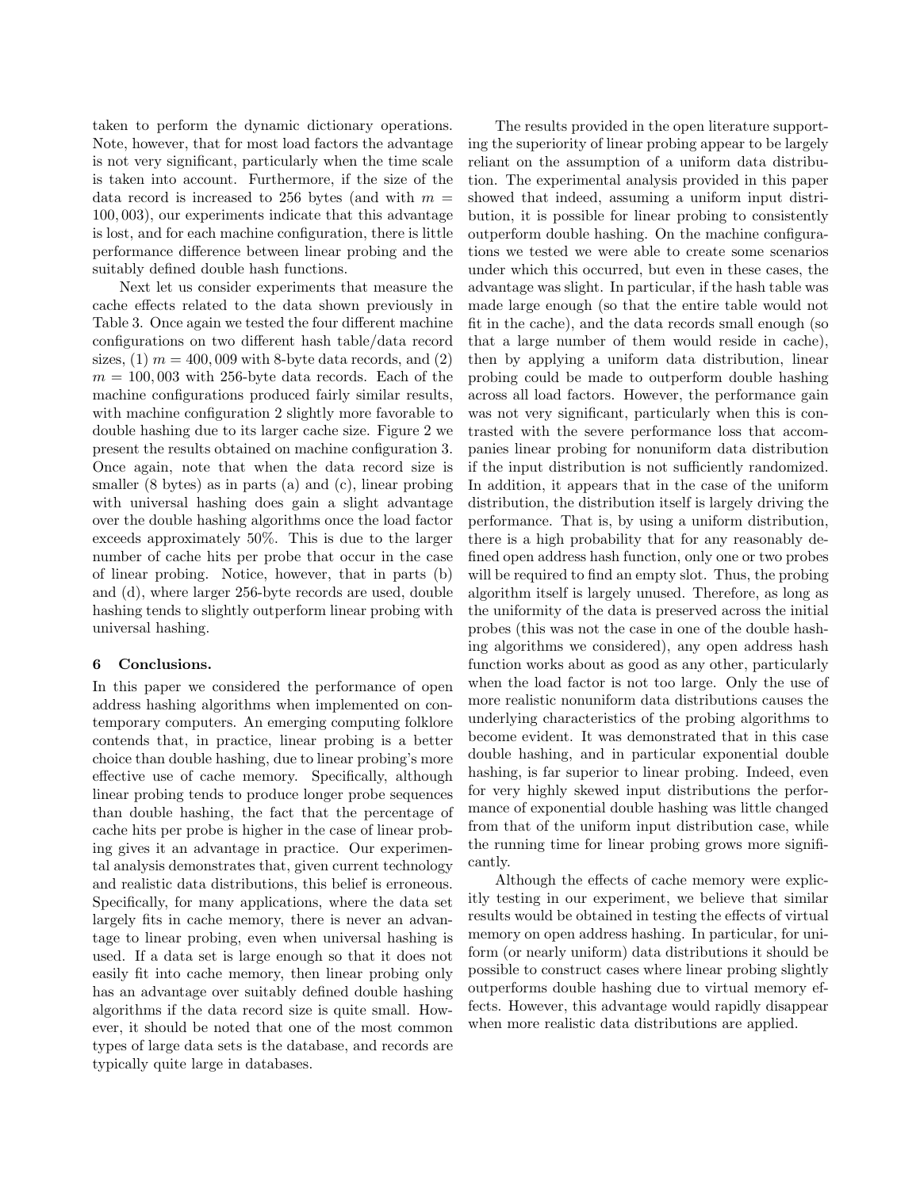taken to perform the dynamic dictionary operations. Note, however, that for most load factors the advantage is not very significant, particularly when the time scale is taken into account. Furthermore, if the size of the data record is increased to 256 bytes (and with $m = 100,003$), our experiments indicate that this advantage is lost, and for each machine configuration, there is little performance difference between linear probing and the suitably defined double hash functions.

Next let us consider experiments that measure the cache effects related to the data shown previously in Table 3. Once again we tested the four different machine configurations on two different hash table/data record sizes, (1) $m = 400,009$ with 8-byte data records, and (2) $m = 100,003$ with 256-byte data records. Each of the machine configurations produced fairly similar results, with machine configuration 2 slightly more favorable to double hashing due to its larger cache size. Figure 2 we present the results obtained on machine configuration 3. Once again, note that when the data record size is smaller (8 bytes) as in parts (a) and (c), linear probing with universal hashing does gain a slight advantage over the double hashing algorithms once the load factor exceeds approximately 50%. This is due to the larger number of cache hits per probe that occur in the case of linear probing. Notice, however, that in parts (b) and (d), where larger 256-byte records are used, double hashing tends to slightly outperform linear probing with universal hashing.

## 6 Conclusions.

In this paper we considered the performance of open address hashing algorithms when implemented on contemporary computers. An emerging computing folklore contends that, in practice, linear probing is a better choice than double hashing, due to linear probing's more effective use of cache memory. Specifically, although linear probing tends to produce longer probe sequences than double hashing, the fact that the percentage of cache hits per probe is higher in the case of linear probing gives it an advantage in practice. Our experimental analysis demonstrates that, given current technology and realistic data distributions, this belief is erroneous. Specifically, for many applications, where the data set largely fits in cache memory, there is never an advantage to linear probing, even when universal hashing is used. If a data set is large enough so that it does not easily fit into cache memory, then linear probing only has an advantage over suitably defined double hashing algorithms if the data record size is quite small. However, it should be noted that one of the most common types of large data sets is the database, and records are typically quite large in databases.

The results provided in the open literature supporting the superiority of linear probing appear to be largely reliant on the assumption of a uniform data distribution. The experimental analysis provided in this paper showed that indeed, assuming a uniform input distribution, it is possible for linear probing to consistently outperform double hashing. On the machine configurations we tested we were able to create some scenarios under which this occurred, but even in these cases, the advantage was slight. In particular, if the hash table was made large enough (so that the entire table would not fit in the cache), and the data records small enough (so that a large number of them would reside in cache), then by applying a uniform data distribution, linear probing could be made to outperform double hashing across all load factors. However, the performance gain was not very significant, particularly when this is contrasted with the severe performance loss that accompanies linear probing for nonuniform data distribution if the input distribution is not sufficiently randomized. In addition, it appears that in the case of the uniform distribution, the distribution itself is largely driving the performance. That is, by using a uniform distribution, there is a high probability that for any reasonably defined open address hash function, only one or two probes will be required to find an empty slot. Thus, the probing algorithm itself is largely unused. Therefore, as long as the uniformity of the data is preserved across the initial probes (this was not the case in one of the double hashing algorithms we considered), any open address hash function works about as good as any other, particularly when the load factor is not too large. Only the use of more realistic nonuniform data distributions causes the underlying characteristics of the probing algorithms to become evident. It was demonstrated that in this case double hashing, and in particular exponential double hashing, is far superior to linear probing. Indeed, even for very highly skewed input distributions the performance of exponential double hashing was little changed from that of the uniform input distribution case, while the running time for linear probing grows more significantly.

Although the effects of cache memory were explicitly testing in our experiment, we believe that similar results would be obtained in testing the effects of virtual memory on open address hashing. In particular, for uniform (or nearly uniform) data distributions it should be possible to construct cases where linear probing slightly outperforms double hashing due to virtual memory effects. However, this advantage would rapidly disappear when more realistic data distributions are applied.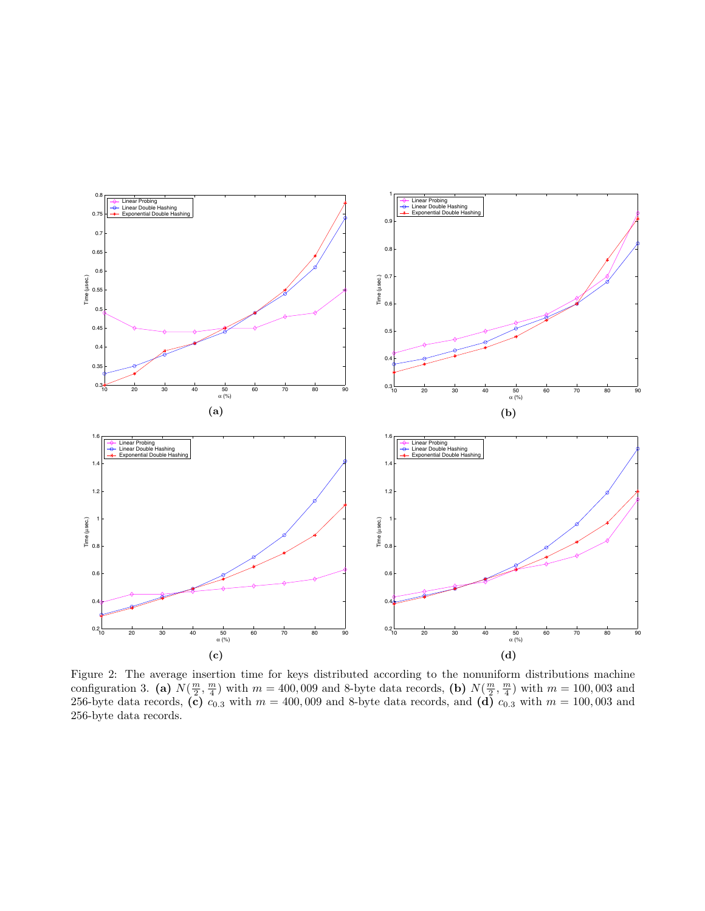Figure 2: The average insertion time for keys distributed according to the nonuniform distributions machine configuration 3. **(a)** $N(\frac{m}{2}, \frac{m}{4})$ with $m = 400,009$ and 8-byte data records, **(b)** $N(\frac{m}{2}, \frac{m}{4})$ with $m = 100,003$ and 256-byte data records, **(c)** $c_{0.3}$ with $m = 400,009$ and 8-byte data records, and **(d)** $c_{0.3}$ with $m = 100,003$ and 256-byte data records.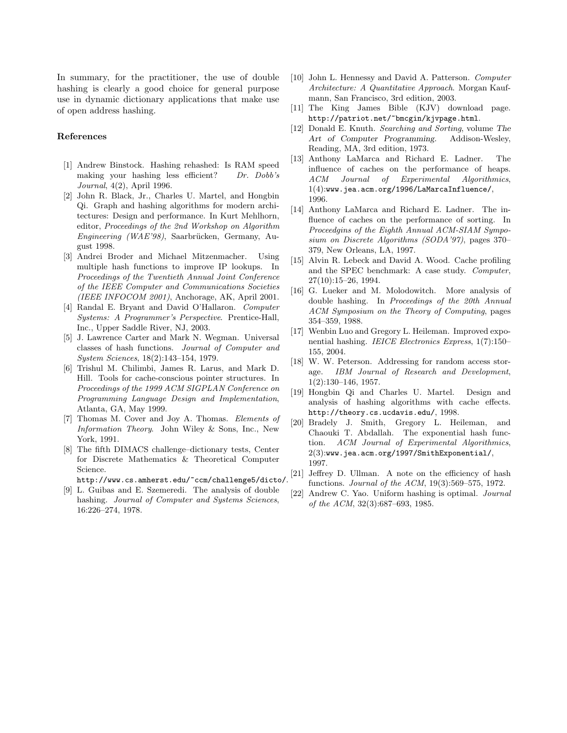In summary, for the practitioner, the use of double hashing is clearly a good choice for general purpose use in dynamic dictionary applications that make use of open address hashing.

## References

[1] Andrew Binstock. Hashing rehashed: Is RAM speed making your hashing less efficient? *Dr. Dobb's Journal*, 4(2), April 1996.

[2] John R. Black, Jr., Charles U. Martel, and Hongbin Qi. Graph and hashing algorithms for modern architectures: Design and performance. In Kurt Mehlhorn, editor, *Proceedings of the 2nd Workshop on Algorithm Engineering (WAE'98)*, Saarbrücken, Germany, August 1998.

[3] Andrei Broder and Michael Mitzenmacher. Using multiple hash functions to improve IP lookups. In *Proceedings of the Twentieth Annual Joint Conference of the IEEE Computer and Communications Societies (IEEE INFOCOM 2001)*, Anchorage, AK, April 2001.

[4] Randal E. Bryant and David O'Hallaron. *Computer Systems: A Programmer's Perspective*. Prentice-Hall, Inc., Upper Saddle River, NJ, 2003.

[5] J. Lawrence Carter and Mark N. Wegman. Universal classes of hash functions. *Journal of Computer and System Sciences*, 18(2):143–154, 1979.

[6] Trishul M. Chilimbi, James R. Larus, and Mark D. Hill. Tools for cache-conscious pointer structures. In *Proceedings of the 1999 ACM SIGPLAN Conference on Programming Language Design and Implementation*, Atlanta, GA, May 1999.

[7] Thomas M. Cover and Joy A. Thomas. *Elements of Information Theory*. John Wiley & Sons, Inc., New York, 1991.

[8] The fifth DIMACS challenge–dictionary tests, Center for Discrete Mathematics & Theoretical Computer Science. `http://www.cs.amherst.edu/~ccm/challenge5/dicto/`.

[9] L. Guibas and E. Szemeredi. The analysis of double hashing. *Journal of Computer and Systems Sciences*, 16:226–274, 1978.

[10] John L. Hennessy and David A. Patterson. *Computer Architecture: A Quantitative Approach*. Morgan Kaufmann, San Francisco, 3rd edition, 2003.

[11] The King James Bible (KJV) download page. `http://patriot.net/~bmcgin/kjvpage.html`.

[12] Donald E. Knuth. *Searching and Sorting*, volume *The Art of Computer Programming*. Addison-Wesley, Reading, MA, 3rd edition, 1973.

[13] Anthony LaMarca and Richard E. Ladner. The influence of caches on the performance of heaps. *ACM Journal of Experimental Algorithmics*, 1(4):`www.jea.acm.org/1996/LaMarcaInfluence/`, 1996.

[14] Anthony LaMarca and Richard E. Ladner. The influence of caches on the performance of sorting. In *Proceedgins of the Eighth Annual ACM-SIAM Symposium on Discrete Algorithms (SODA'97)*, pages 370–379, New Orleans, LA, 1997.

[15] Alvin R. Lebeck and David A. Wood. Cache profiling and the SPEC benchmark: A case study. *Computer*, 27(10):15–26, 1994.

[16] G. Lueker and M. Molodowitch. More analysis of double hashing. In *Proceedings of the 20th Annual ACM Symposium on the Theory of Computing*, pages 354–359, 1988.

[17] Wenbin Luo and Gregory L. Heileman. Improved exponential hashing. *IEICE Electronics Express*, 1(7):150–155, 2004.

[18] W. W. Peterson. Addressing for random access storage. *IBM Journal of Research and Development*, 1(2):130–146, 1957.

[19] Hongbin Qi and Charles U. Martel. Design and analysis of hashing algorithms with cache effects. `http://theory.cs.ucdavis.edu/`, 1998.

[20] Bradely J. Smith, Gregory L. Heileman, and Chaouki T. Abdallah. The exponential hash function. *ACM Journal of Experimental Algorithmics*, 2(3):`www.jea.acm.org/1997/SmithExponential/`, 1997.

[21] Jeffrey D. Ullman. A note on the efficiency of hash functions. *Journal of the ACM*, 19(3):569–575, 1972.

[22] Andrew C. Yao. Uniform hashing is optimal. *Journal of the ACM*, 32(3):687–693, 1985.